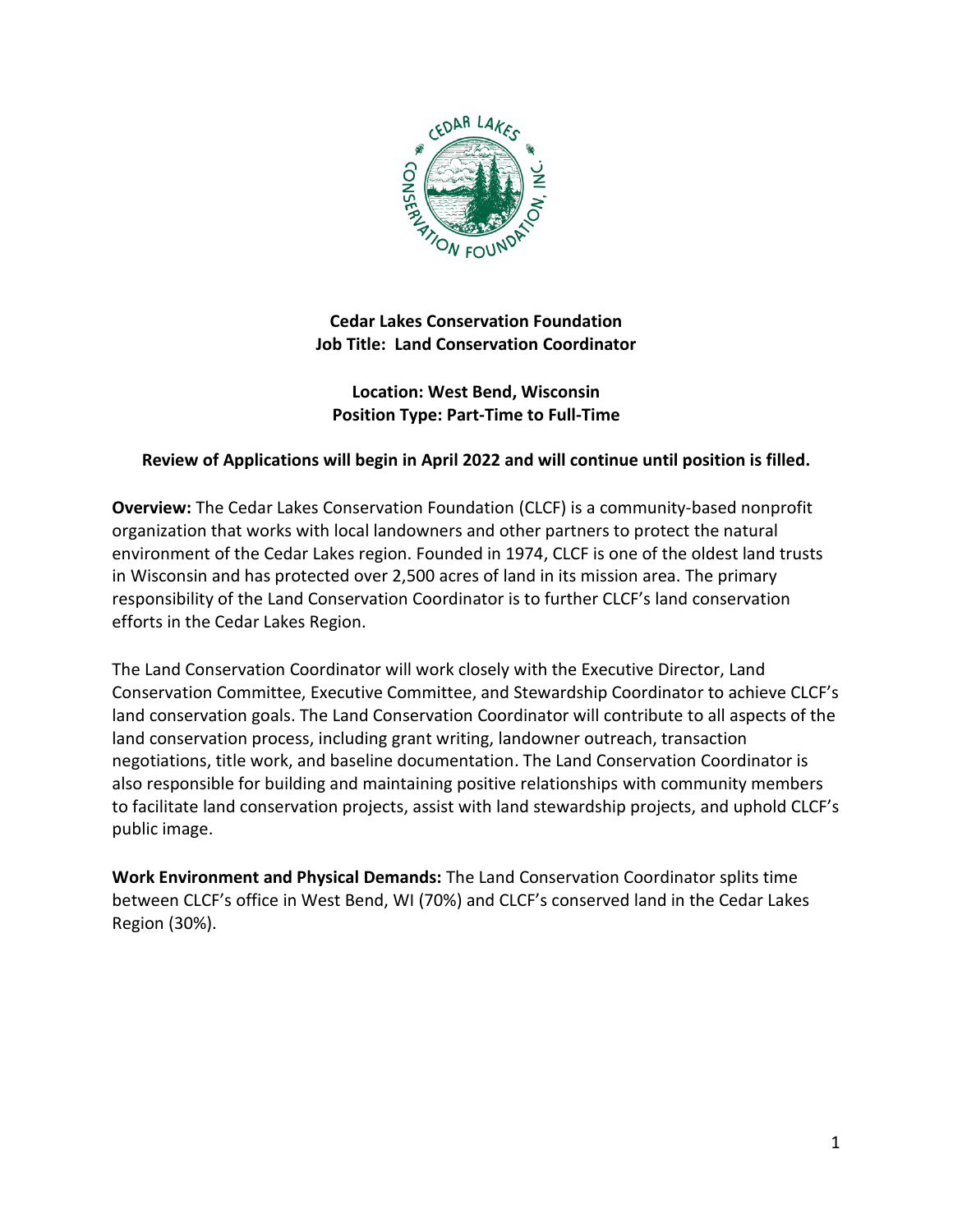**Cedar Lakes Conservation Foundation**
**Job Title: Land Conservation Coordinator**

**Location: West Bend, Wisconsin**
**Position Type: Part-Time to Full-Time**

**Review of Applications will begin in April 2022 and will continue until position is filled.**

**Overview:** The Cedar Lakes Conservation Foundation (CLCF) is a community-based nonprofit organization that works with local landowners and other partners to protect the natural environment of the Cedar Lakes region. Founded in 1974, CLCF is one of the oldest land trusts in Wisconsin and has protected over 2,500 acres of land in its mission area. The primary responsibility of the Land Conservation Coordinator is to further CLCF's land conservation efforts in the Cedar Lakes Region.

The Land Conservation Coordinator will work closely with the Executive Director, Land Conservation Committee, Executive Committee, and Stewardship Coordinator to achieve CLCF's land conservation goals. The Land Conservation Coordinator will contribute to all aspects of the land conservation process, including grant writing, landowner outreach, transaction negotiations, title work, and baseline documentation. The Land Conservation Coordinator is also responsible for building and maintaining positive relationships with community members to facilitate land conservation projects, assist with land stewardship projects, and uphold CLCF's public image.

**Work Environment and Physical Demands:** The Land Conservation Coordinator splits time between CLCF's office in West Bend, WI (70%) and CLCF's conserved land in the Cedar Lakes Region (30%).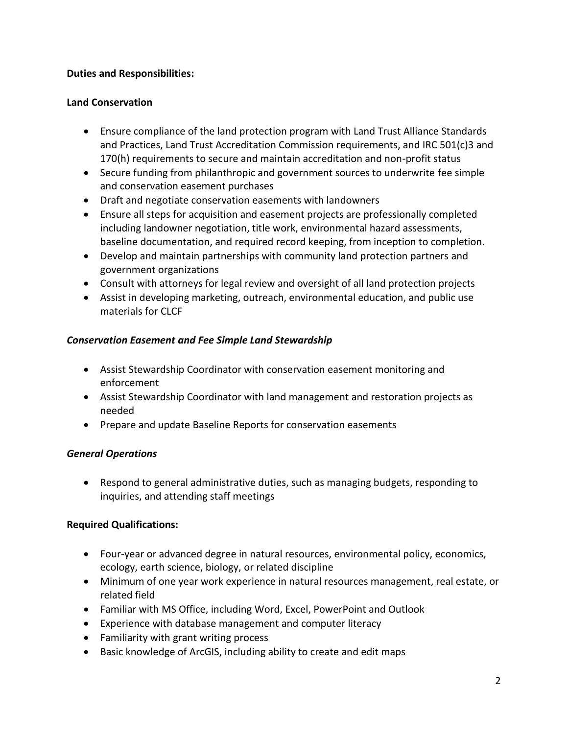**Duties and Responsibilities:**

**Land Conservation**

- Ensure compliance of the land protection program with Land Trust Alliance Standards and Practices, Land Trust Accreditation Commission requirements, and IRC 501(c)3 and 170(h) requirements to secure and maintain accreditation and non-profit status
- Secure funding from philanthropic and government sources to underwrite fee simple and conservation easement purchases
- Draft and negotiate conservation easements with landowners
- Ensure all steps for acquisition and easement projects are professionally completed including landowner negotiation, title work, environmental hazard assessments, baseline documentation, and required record keeping, from inception to completion.
- Develop and maintain partnerships with community land protection partners and government organizations
- Consult with attorneys for legal review and oversight of all land protection projects
- Assist in developing marketing, outreach, environmental education, and public use materials for CLCF

***Conservation Easement and Fee Simple Land Stewardship***

- Assist Stewardship Coordinator with conservation easement monitoring and enforcement
- Assist Stewardship Coordinator with land management and restoration projects as needed
- Prepare and update Baseline Reports for conservation easements

***General Operations***

- Respond to general administrative duties, such as managing budgets, responding to inquiries, and attending staff meetings

**Required Qualifications:**

- Four-year or advanced degree in natural resources, environmental policy, economics, ecology, earth science, biology, or related discipline
- Minimum of one year work experience in natural resources management, real estate, or related field
- Familiar with MS Office, including Word, Excel, PowerPoint and Outlook
- Experience with database management and computer literacy
- Familiarity with grant writing process
- Basic knowledge of ArcGIS, including ability to create and edit maps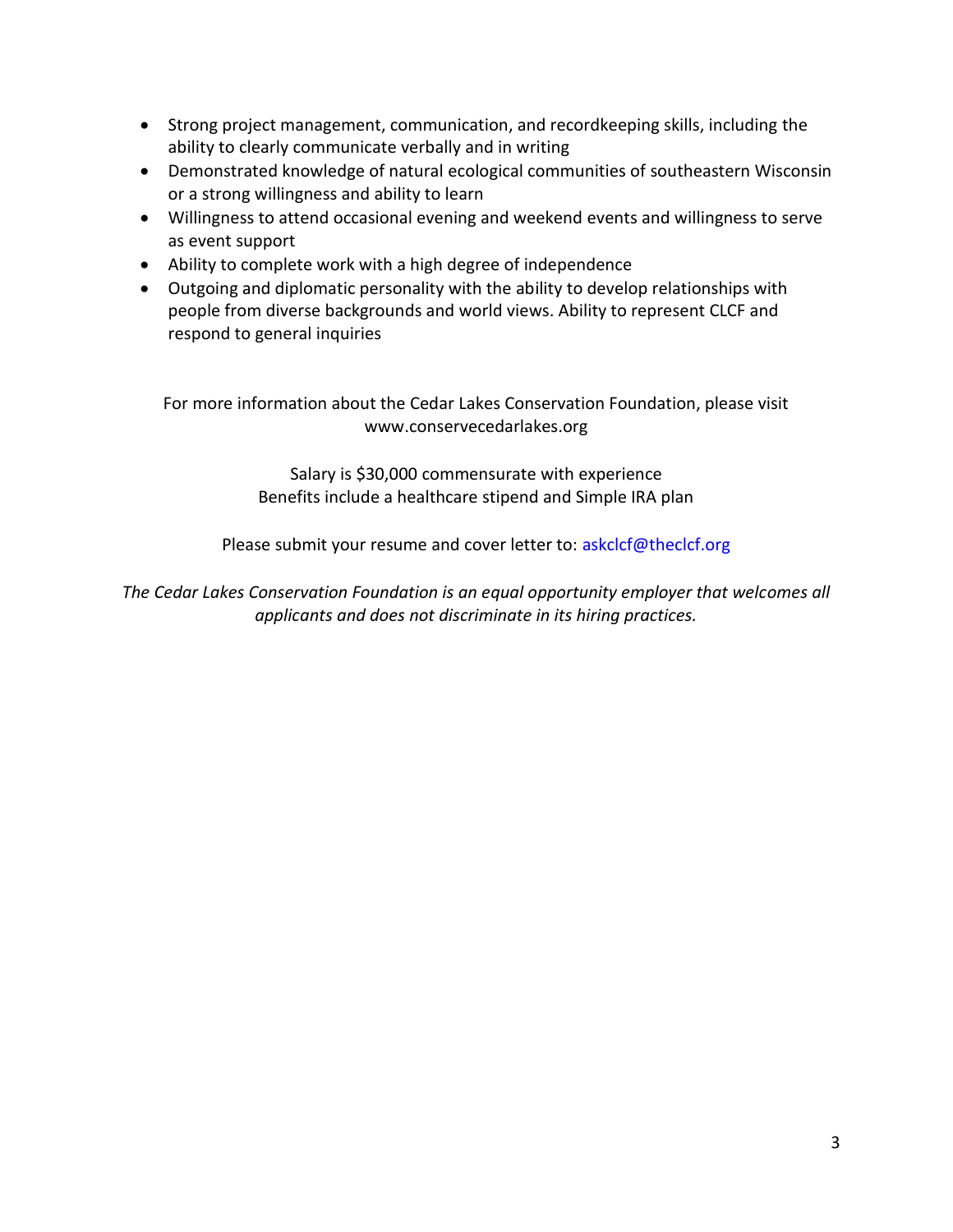- Strong project management, communication, and recordkeeping skills, including the ability to clearly communicate verbally and in writing
- Demonstrated knowledge of natural ecological communities of southeastern Wisconsin or a strong willingness and ability to learn
- Willingness to attend occasional evening and weekend events and willingness to serve as event support
- Ability to complete work with a high degree of independence
- Outgoing and diplomatic personality with the ability to develop relationships with people from diverse backgrounds and world views. Ability to represent CLCF and respond to general inquiries

For more information about the Cedar Lakes Conservation Foundation, please visit www.conservecedarlakes.org

Salary is $30,000 commensurate with experience
Benefits include a healthcare stipend and Simple IRA plan

Please submit your resume and cover letter to: askclcf@theclcf.org

*The Cedar Lakes Conservation Foundation is an equal opportunity employer that welcomes all applicants and does not discriminate in its hiring practices.*